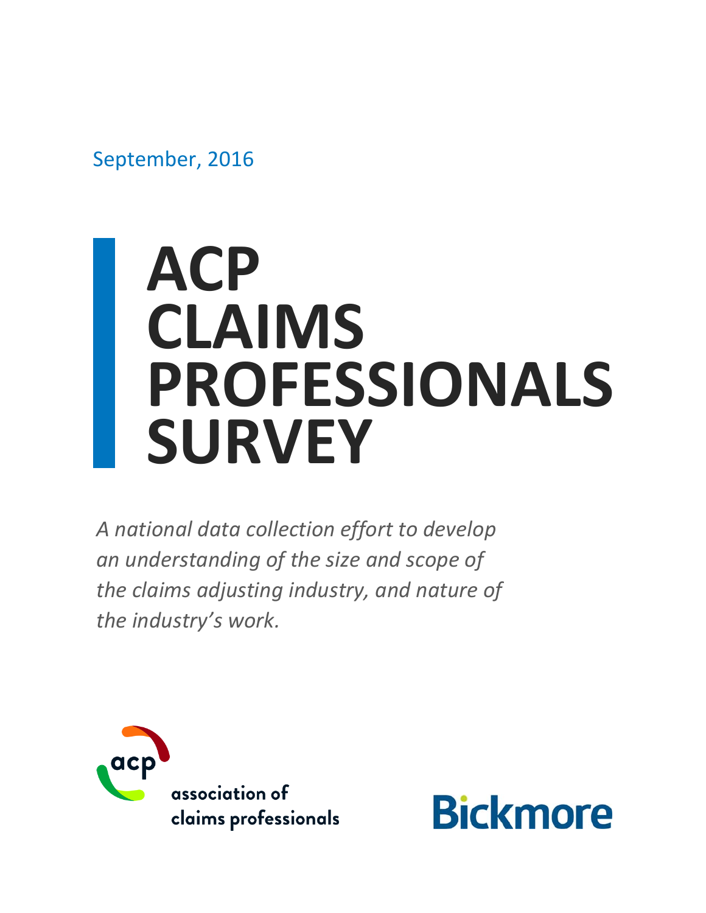September, 2016

# ACP CLAIMS PROFESSIONALS SURVEY

*A national data collection effort to develop an understanding of the size and scope of the claims adjusting industry, and nature of the industry's work.*

acp
association of claims professionals

Bickmore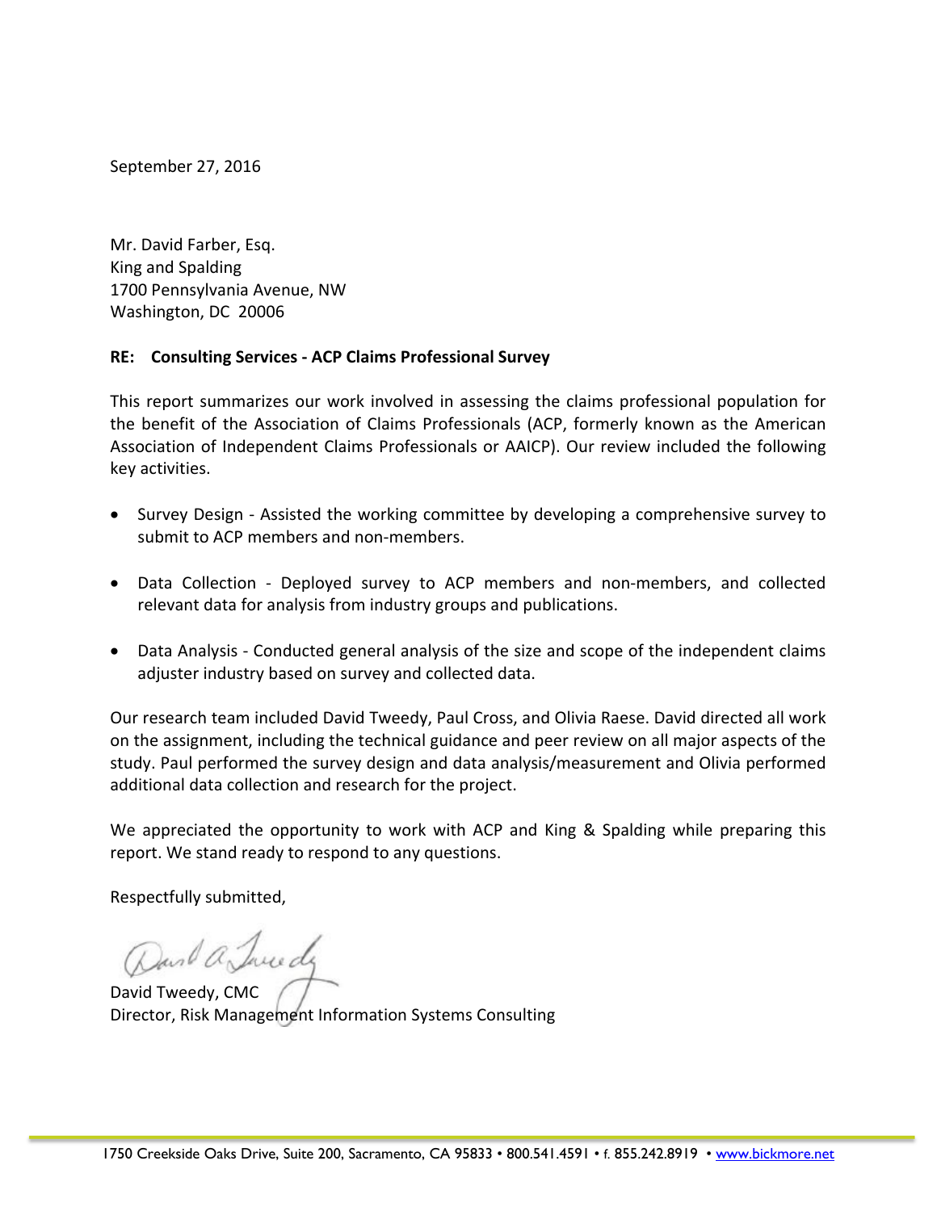September 27, 2016

Mr. David Farber, Esq.
King and Spalding
1700 Pennsylvania Avenue, NW
Washington, DC 20006

**RE: Consulting Services - ACP Claims Professional Survey**

This report summarizes our work involved in assessing the claims professional population for the benefit of the Association of Claims Professionals (ACP, formerly known as the American Association of Independent Claims Professionals or AAICP). Our review included the following key activities.

- Survey Design - Assisted the working committee by developing a comprehensive survey to submit to ACP members and non-members.

- Data Collection - Deployed survey to ACP members and non-members, and collected relevant data for analysis from industry groups and publications.

- Data Analysis - Conducted general analysis of the size and scope of the independent claims adjuster industry based on survey and collected data.

Our research team included David Tweedy, Paul Cross, and Olivia Raese. David directed all work on the assignment, including the technical guidance and peer review on all major aspects of the study. Paul performed the survey design and data analysis/measurement and Olivia performed additional data collection and research for the project.

We appreciated the opportunity to work with ACP and King & Spalding while preparing this report. We stand ready to respond to any questions.

Respectfully submitted,

David Tweedy, CMC
Director, Risk Management Information Systems Consulting

1750 Creekside Oaks Drive, Suite 200, Sacramento, CA 95833 • 800.541.4591 • f. 855.242.8919 • www.bickmore.net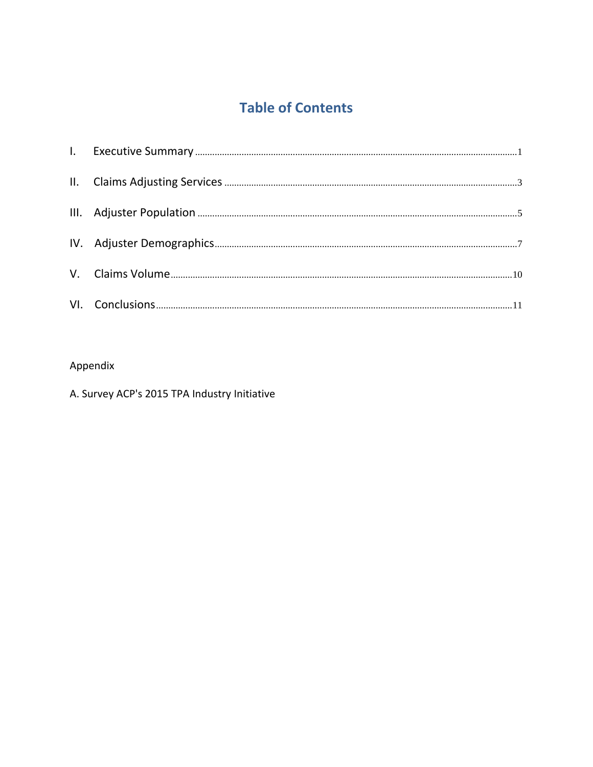# Table of Contents

I. Executive Summary ........................................ 1

II. Claims Adjusting Services ........................................ 3

III. Adjuster Population ........................................ 5

IV. Adjuster Demographics ........................................ 7

V. Claims Volume ........................................ 10

VI. Conclusions ........................................ 11

Appendix

A. Survey ACP's 2015 TPA Industry Initiative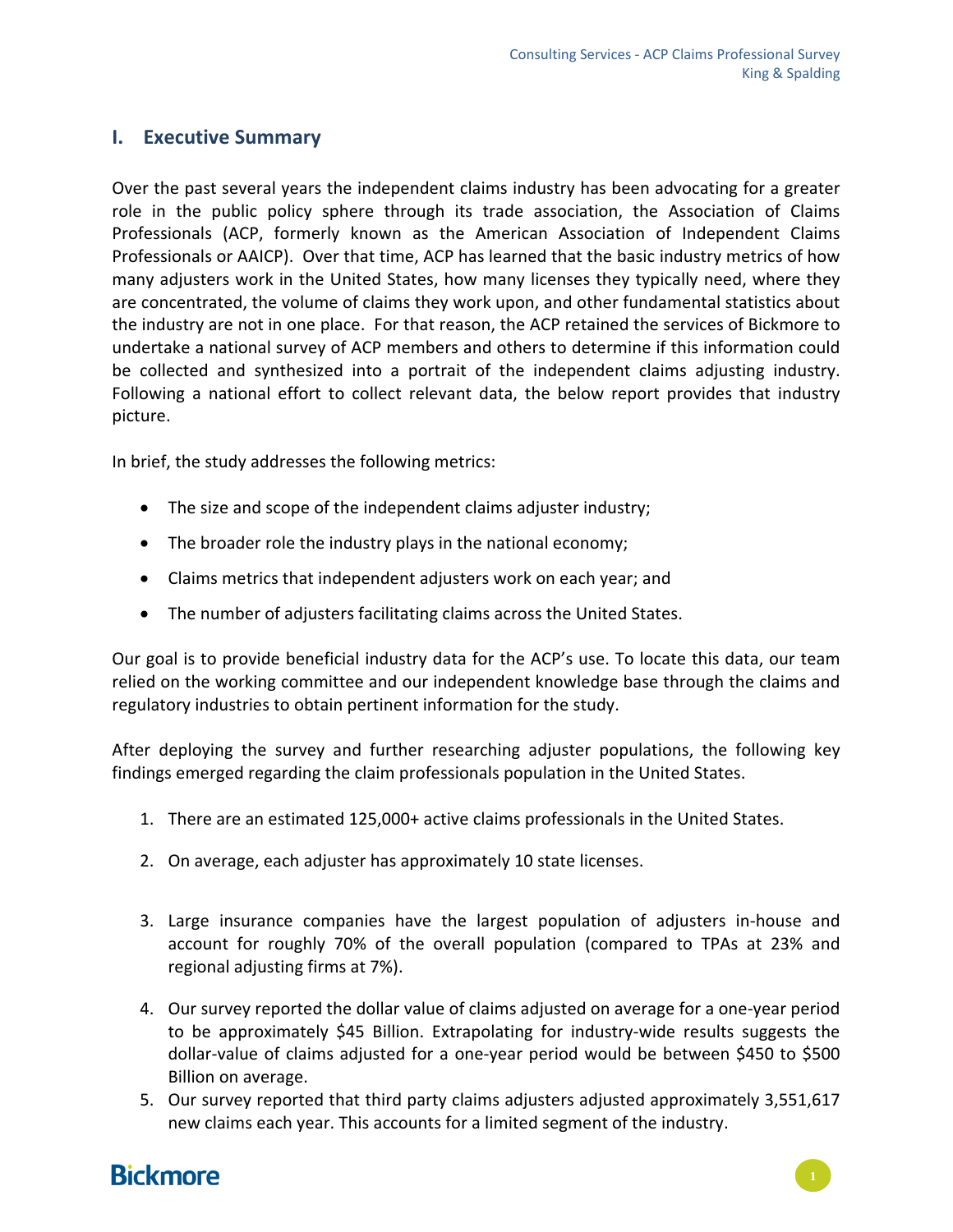## I. Executive Summary

Over the past several years the independent claims industry has been advocating for a greater role in the public policy sphere through its trade association, the Association of Claims Professionals (ACP, formerly known as the American Association of Independent Claims Professionals or AAICP). Over that time, ACP has learned that the basic industry metrics of how many adjusters work in the United States, how many licenses they typically need, where they are concentrated, the volume of claims they work upon, and other fundamental statistics about the industry are not in one place. For that reason, the ACP retained the services of Bickmore to undertake a national survey of ACP members and others to determine if this information could be collected and synthesized into a portrait of the independent claims adjusting industry. Following a national effort to collect relevant data, the below report provides that industry picture.

In brief, the study addresses the following metrics:

- The size and scope of the independent claims adjuster industry;
- The broader role the industry plays in the national economy;
- Claims metrics that independent adjusters work on each year; and
- The number of adjusters facilitating claims across the United States.

Our goal is to provide beneficial industry data for the ACP's use. To locate this data, our team relied on the working committee and our independent knowledge base through the claims and regulatory industries to obtain pertinent information for the study.

After deploying the survey and further researching adjuster populations, the following key findings emerged regarding the claim professionals population in the United States.

1. There are an estimated 125,000+ active claims professionals in the United States.
2. On average, each adjuster has approximately 10 state licenses.
3. Large insurance companies have the largest population of adjusters in-house and account for roughly 70% of the overall population (compared to TPAs at 23% and regional adjusting firms at 7%).
4. Our survey reported the dollar value of claims adjusted on average for a one-year period to be approximately $45 Billion. Extrapolating for industry-wide results suggests the dollar-value of claims adjusted for a one-year period would be between $450 to $500 Billion on average.
5. Our survey reported that third party claims adjusters adjusted approximately 3,551,617 new claims each year. This accounts for a limited segment of the industry.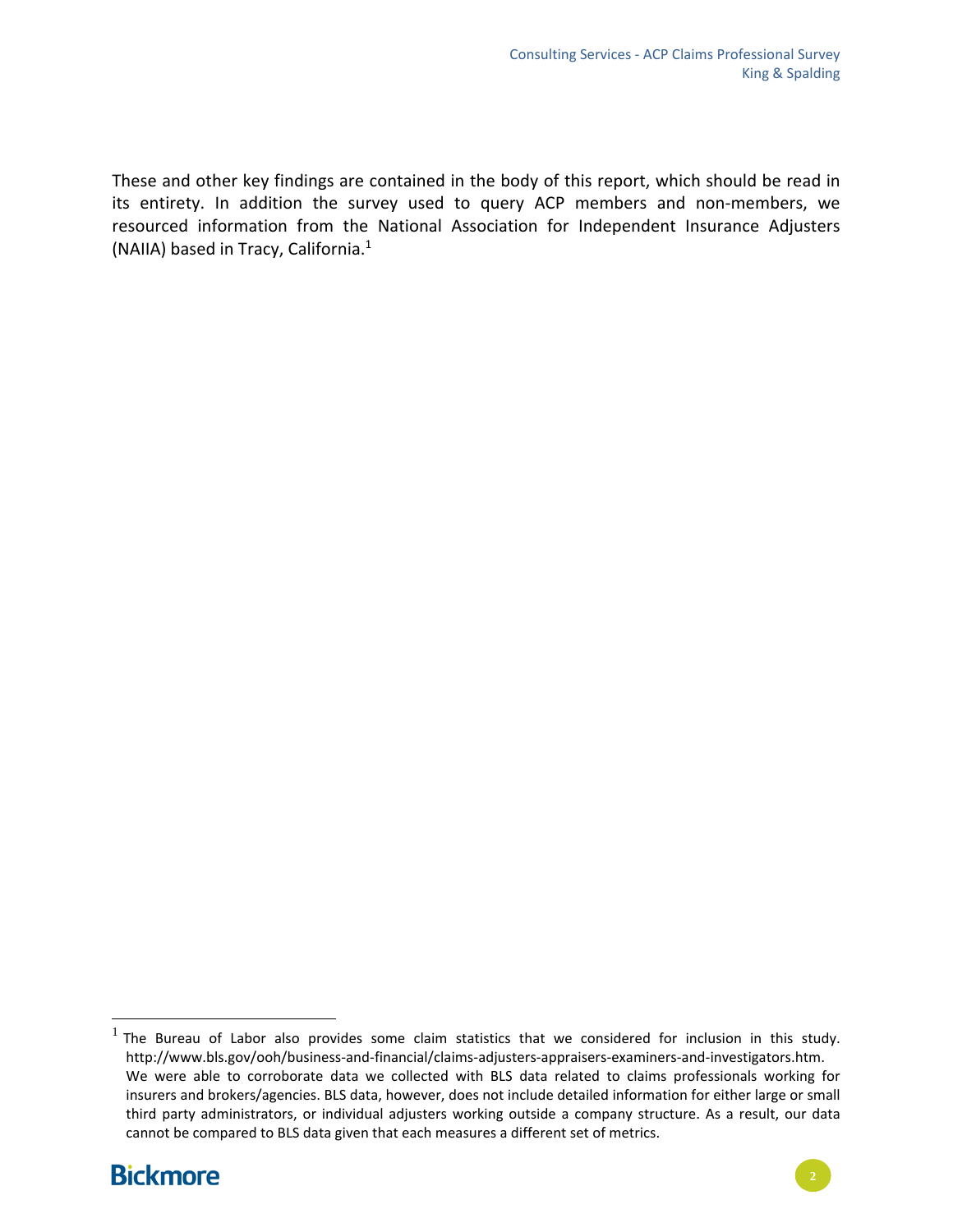These and other key findings are contained in the body of this report, which should be read in its entirety. In addition the survey used to query ACP members and non-members, we resourced information from the National Association for Independent Insurance Adjusters (NAIIA) based in Tracy, California.[1]

[1] The Bureau of Labor also provides some claim statistics that we considered for inclusion in this study. http://www.bls.gov/ooh/business-and-financial/claims-adjusters-appraisers-examiners-and-investigators.htm. We were able to corroborate data we collected with BLS data related to claims professionals working for insurers and brokers/agencies. BLS data, however, does not include detailed information for either large or small third party administrators, or individual adjusters working outside a company structure. As a result, our data cannot be compared to BLS data given that each measures a different set of metrics.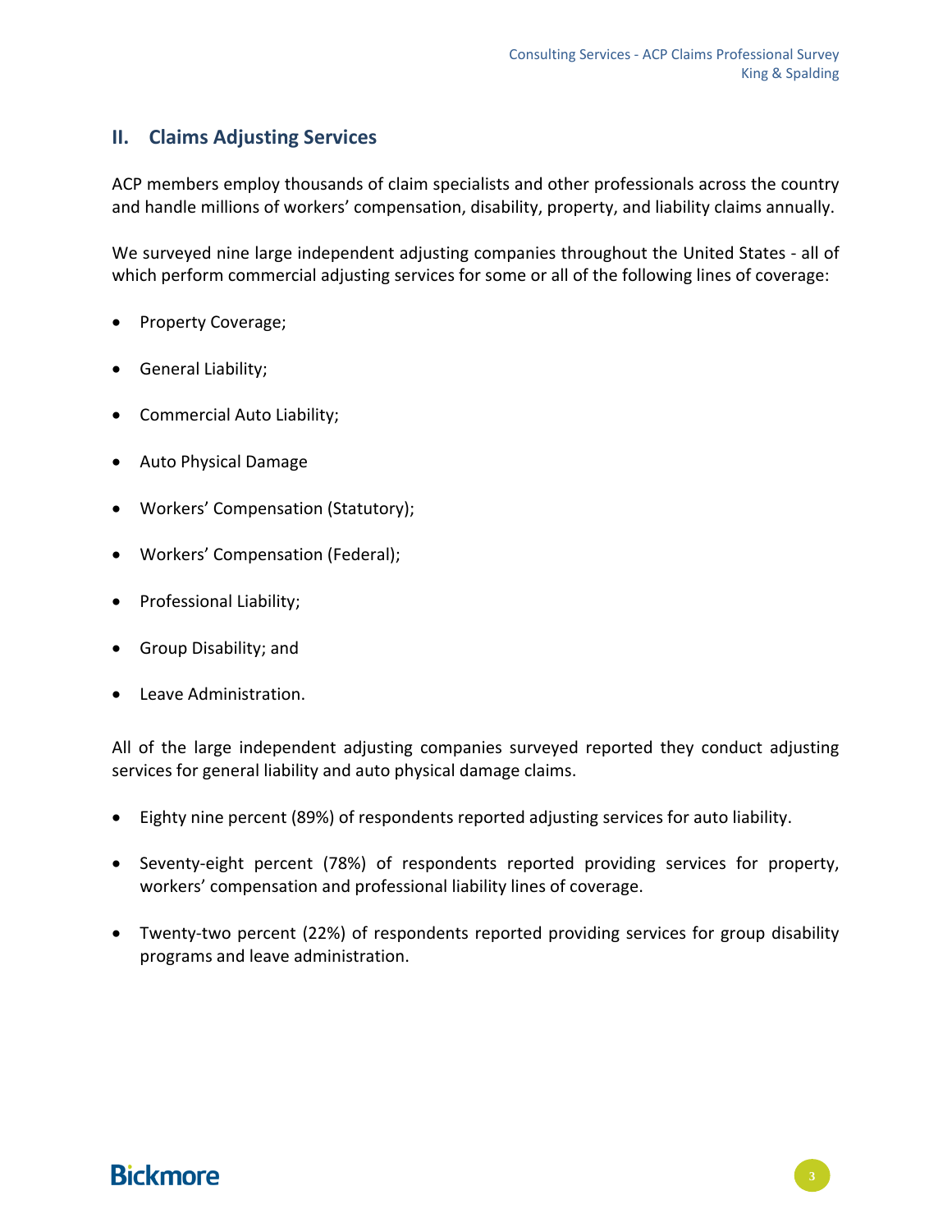## II. Claims Adjusting Services

ACP members employ thousands of claim specialists and other professionals across the country and handle millions of workers' compensation, disability, property, and liability claims annually.

We surveyed nine large independent adjusting companies throughout the United States - all of which perform commercial adjusting services for some or all of the following lines of coverage:

- Property Coverage;
- General Liability;
- Commercial Auto Liability;
- Auto Physical Damage
- Workers' Compensation (Statutory);
- Workers' Compensation (Federal);
- Professional Liability;
- Group Disability; and
- Leave Administration.

All of the large independent adjusting companies surveyed reported they conduct adjusting services for general liability and auto physical damage claims.

- Eighty nine percent (89%) of respondents reported adjusting services for auto liability.
- Seventy-eight percent (78%) of respondents reported providing services for property, workers' compensation and professional liability lines of coverage.
- Twenty-two percent (22%) of respondents reported providing services for group disability programs and leave administration.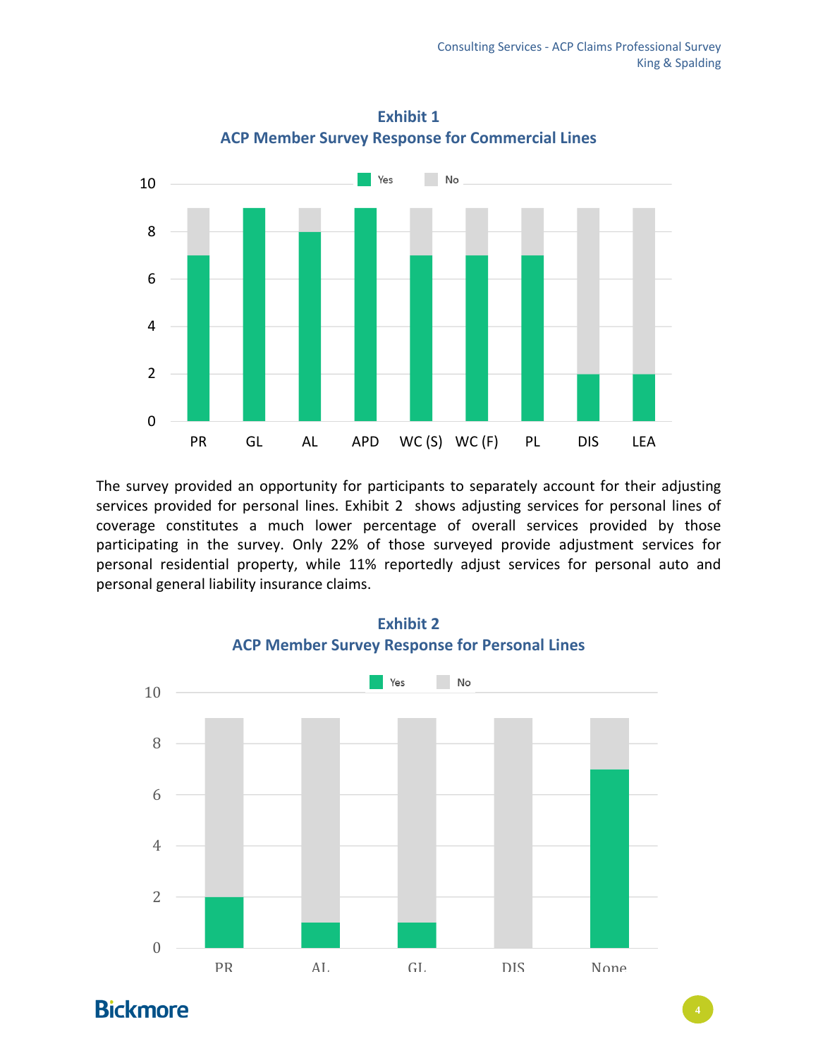**Exhibit 1**
**ACP Member Survey Response for Commercial Lines**

Yes
No

10
8
6
4
2
0

PR GL AL APD WC (S) WC (F) PL DIS LEA

The survey provided an opportunity for participants to separately account for their adjusting services provided for personal lines. Exhibit 2 shows adjusting services for personal lines of coverage constitutes a much lower percentage of overall services provided by those participating in the survey. Only 22% of those surveyed provide adjustment services for personal residential property, while 11% reportedly adjust services for personal auto and personal general liability insurance claims.

**Exhibit 2**
**ACP Member Survey Response for Personal Lines**

Yes
No

10
8
6
4
2
0

PR AL GL DIS None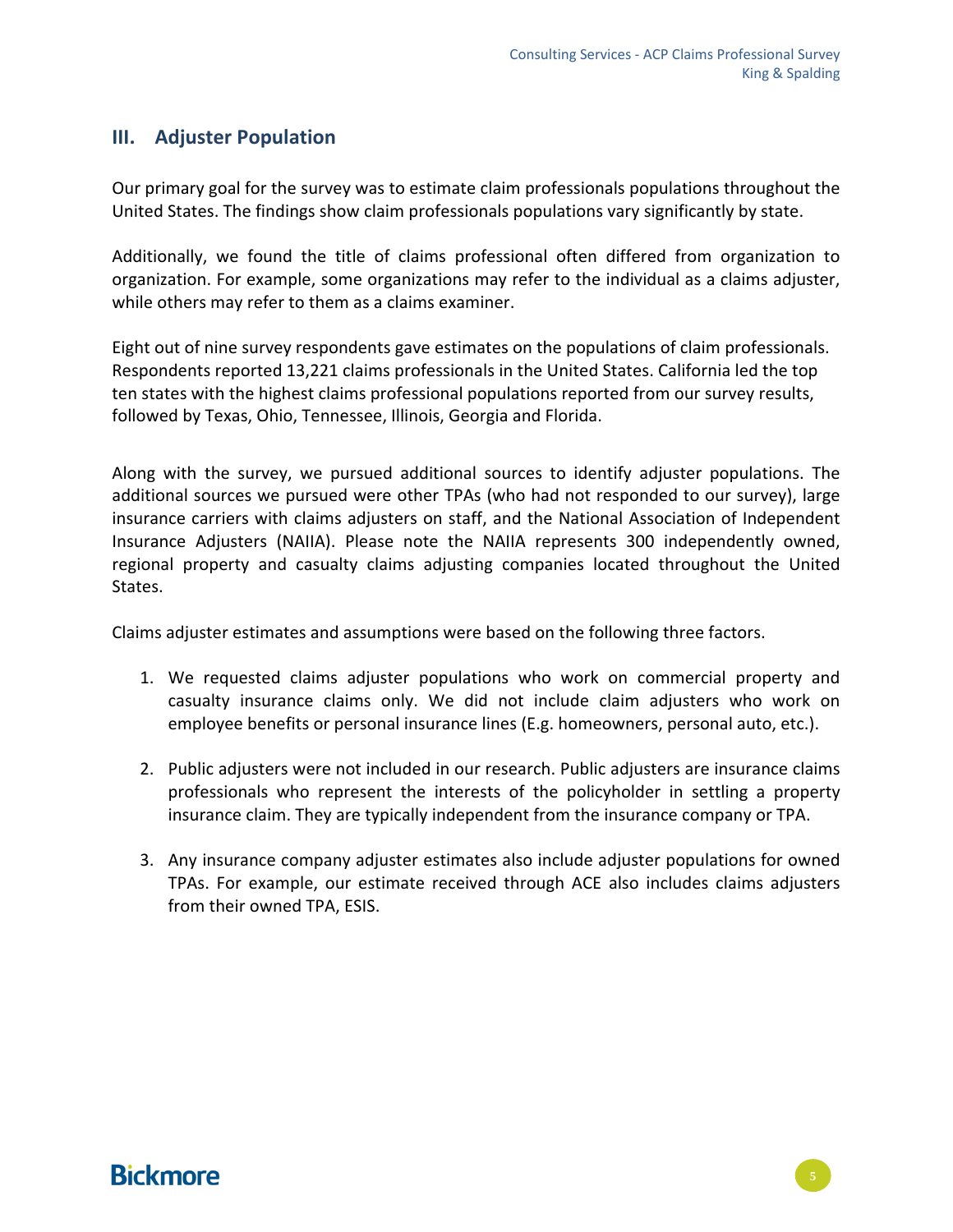## III. Adjuster Population

Our primary goal for the survey was to estimate claim professionals populations throughout the United States. The findings show claim professionals populations vary significantly by state.

Additionally, we found the title of claims professional often differed from organization to organization. For example, some organizations may refer to the individual as a claims adjuster, while others may refer to them as a claims examiner.

Eight out of nine survey respondents gave estimates on the populations of claim professionals. Respondents reported 13,221 claims professionals in the United States. California led the top ten states with the highest claims professional populations reported from our survey results, followed by Texas, Ohio, Tennessee, Illinois, Georgia and Florida.

Along with the survey, we pursued additional sources to identify adjuster populations. The additional sources we pursued were other TPAs (who had not responded to our survey), large insurance carriers with claims adjusters on staff, and the National Association of Independent Insurance Adjusters (NAIIA). Please note the NAIIA represents 300 independently owned, regional property and casualty claims adjusting companies located throughout the United States.

Claims adjuster estimates and assumptions were based on the following three factors.

1. We requested claims adjuster populations who work on commercial property and casualty insurance claims only. We did not include claim adjusters who work on employee benefits or personal insurance lines (E.g. homeowners, personal auto, etc.).

2. Public adjusters were not included in our research. Public adjusters are insurance claims professionals who represent the interests of the policyholder in settling a property insurance claim. They are typically independent from the insurance company or TPA.

3. Any insurance company adjuster estimates also include adjuster populations for owned TPAs. For example, our estimate received through ACE also includes claims adjusters from their owned TPA, ESIS.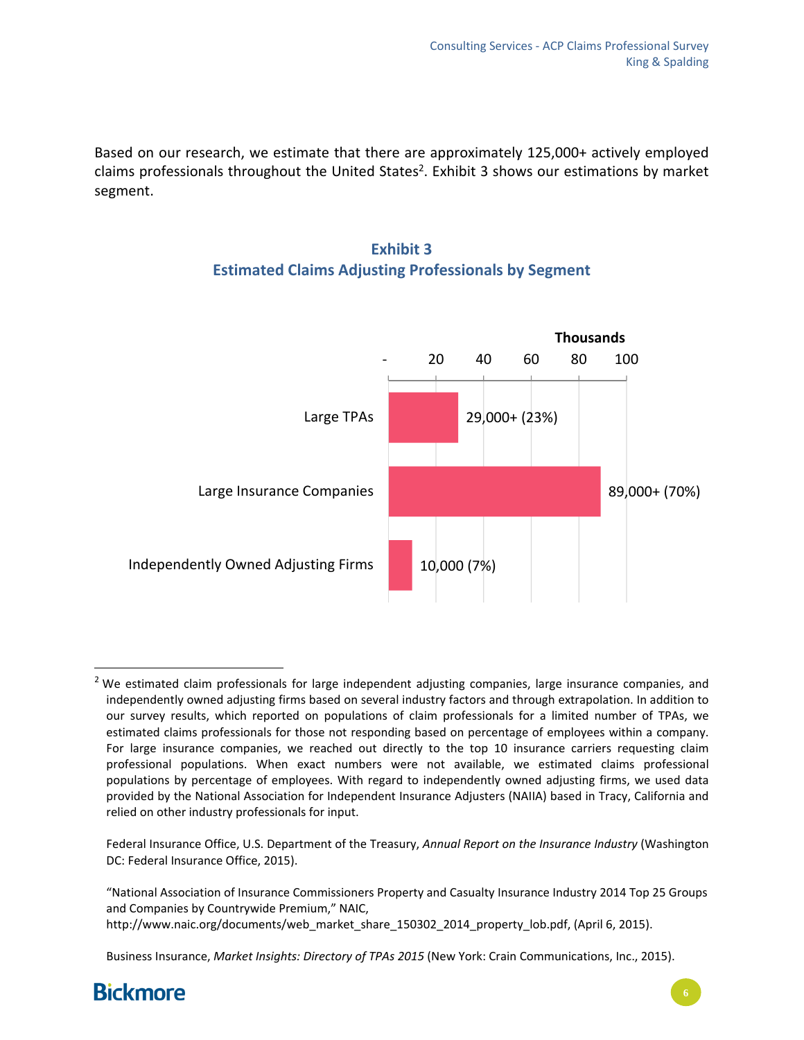Based on our research, we estimate that there are approximately 125,000+ actively employed claims professionals throughout the United States[2]. Exhibit 3 shows our estimations by market segment.

**Exhibit 3**
**Estimated Claims Adjusting Professionals by Segment**

Thousands

- 20 40 60 80 100

Large TPAs 29,000+ (23%)

Large Insurance Companies 89,000+ (70%)

Independently Owned Adjusting Firms 10,000 (7%)

---

[2] We estimated claim professionals for large independent adjusting companies, large insurance companies, and independently owned adjusting firms based on several industry factors and through extrapolation. In addition to our survey results, which reported on populations of claim professionals for a limited number of TPAs, we estimated claims professionals for those not responding based on percentage of employees within a company. For large insurance companies, we reached out directly to the top 10 insurance carriers requesting claim professional populations. When exact numbers were not available, we estimated claims professional populations by percentage of employees. With regard to independently owned adjusting firms, we used data provided by the National Association for Independent Insurance Adjusters (NAIIA) based in Tracy, California and relied on other industry professionals for input.

Federal Insurance Office, U.S. Department of the Treasury, *Annual Report on the Insurance Industry* (Washington DC: Federal Insurance Office, 2015).

"National Association of Insurance Commissioners Property and Casualty Insurance Industry 2014 Top 25 Groups and Companies by Countrywide Premium," NAIC, http://www.naic.org/documents/web_market_share_150302_2014_property_lob.pdf, (April 6, 2015).

Business Insurance, *Market Insights: Directory of TPAs 2015* (New York: Crain Communications, Inc., 2015).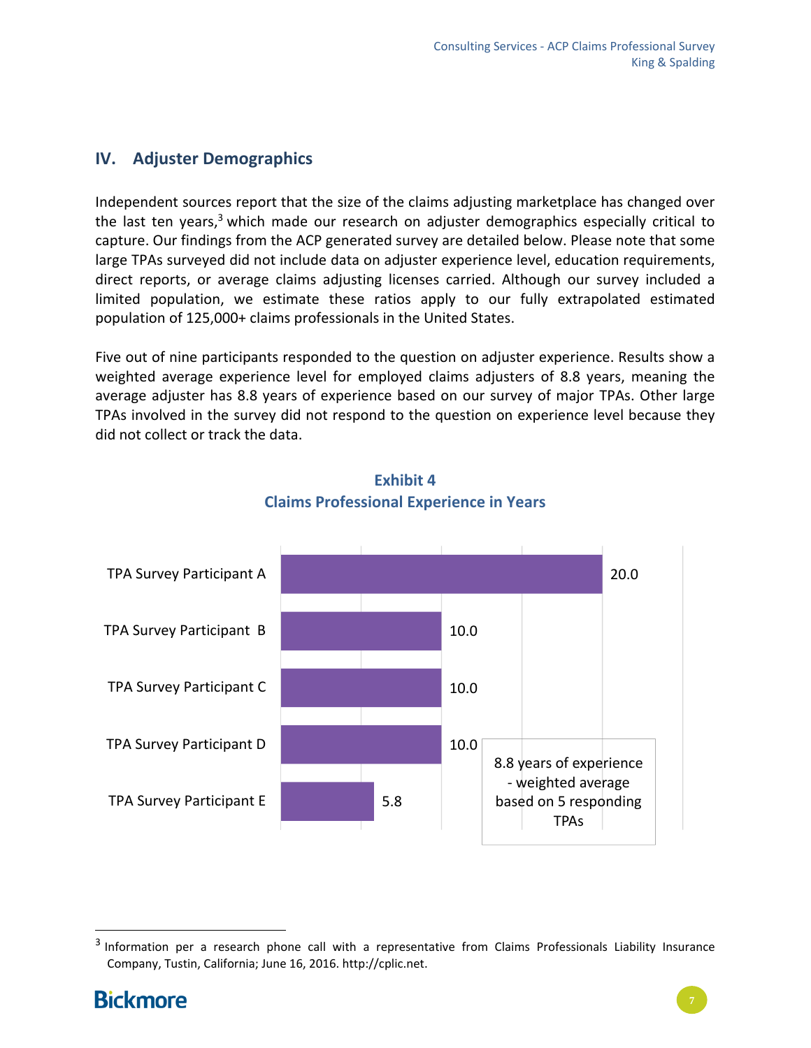## IV. Adjuster Demographics

Independent sources report that the size of the claims adjusting marketplace has changed over the last ten years,[3] which made our research on adjuster demographics especially critical to capture. Our findings from the ACP generated survey are detailed below. Please note that some large TPAs surveyed did not include data on adjuster experience level, education requirements, direct reports, or average claims adjusting licenses carried. Although our survey included a limited population, we estimate these ratios apply to our fully extrapolated estimated population of 125,000+ claims professionals in the United States.

Five out of nine participants responded to the question on adjuster experience. Results show a weighted average experience level for employed claims adjusters of 8.8 years, meaning the average adjuster has 8.8 years of experience based on our survey of major TPAs. Other large TPAs involved in the survey did not respond to the question on experience level because they did not collect or track the data.

**Exhibit 4**
**Claims Professional Experience in Years**

| Participant | Years of Experience |
|---|---|
| TPA Survey Participant A | 20.0 |
| TPA Survey Participant B | 10.0 |
| TPA Survey Participant C | 10.0 |
| TPA Survey Participant D | 10.0 |
| TPA Survey Participant E | 5.8 |

8.8 years of experience - weighted average based on 5 responding TPAs

[3] Information per a research phone call with a representative from Claims Professionals Liability Insurance Company, Tustin, California; June 16, 2016. http://cplic.net.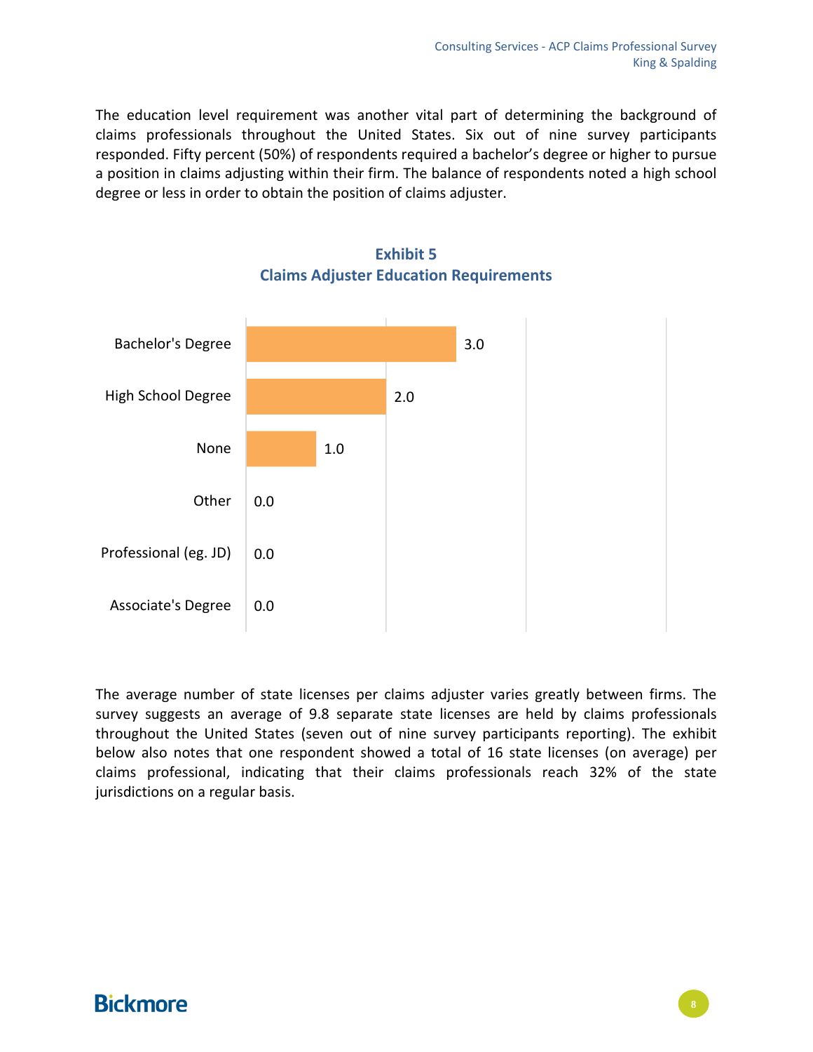The education level requirement was another vital part of determining the background of claims professionals throughout the United States. Six out of nine survey participants responded. Fifty percent (50%) of respondents required a bachelor's degree or higher to pursue a position in claims adjusting within their firm. The balance of respondents noted a high school degree or less in order to obtain the position of claims adjuster.

**Exhibit 5**
**Claims Adjuster Education Requirements**

Bachelor's Degree 3.0
High School Degree 2.0
None 1.0
Other 0.0
Professional (eg. JD) 0.0
Associate's Degree 0.0

The average number of state licenses per claims adjuster varies greatly between firms. The survey suggests an average of 9.8 separate state licenses are held by claims professionals throughout the United States (seven out of nine survey participants reporting). The exhibit below also notes that one respondent showed a total of 16 state licenses (on average) per claims professional, indicating that their claims professionals reach 32% of the state jurisdictions on a regular basis.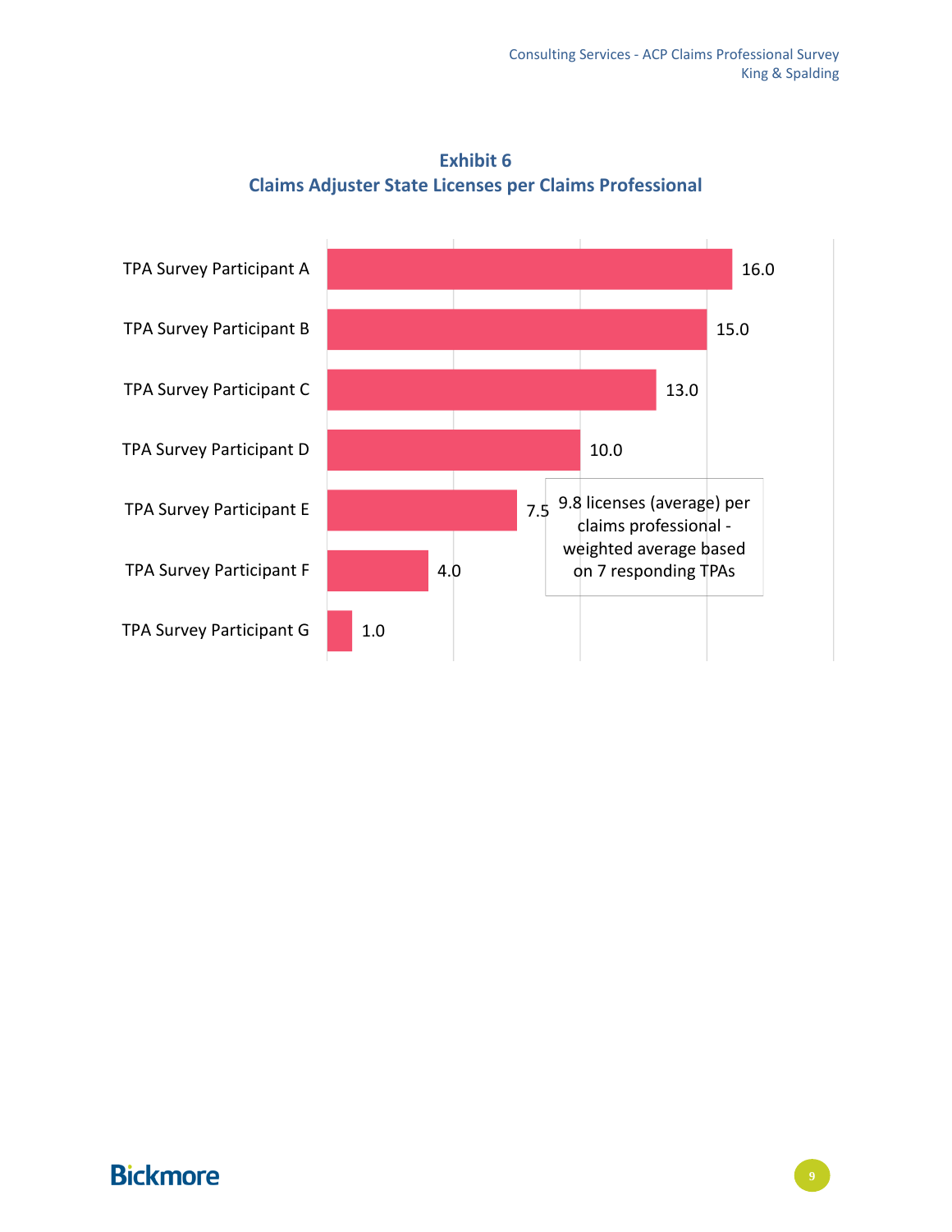**Exhibit 6**
**Claims Adjuster State Licenses per Claims Professional**

TPA Survey Participant A 16.0
TPA Survey Participant B 15.0
TPA Survey Participant C 13.0
TPA Survey Participant D 10.0
TPA Survey Participant E 7.5
TPA Survey Participant F 4.0
TPA Survey Participant G 1.0

9.8 licenses (average) per claims professional - weighted average based on 7 responding TPAs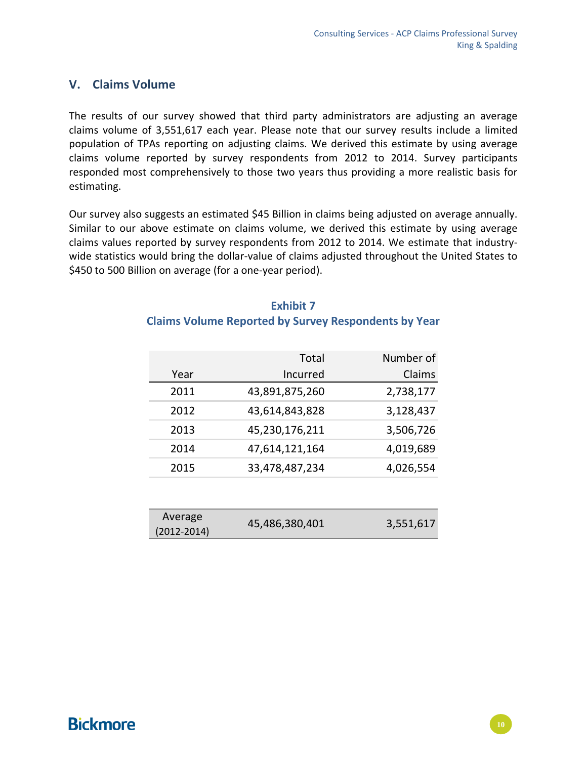## V. Claims Volume

The results of our survey showed that third party administrators are adjusting an average claims volume of 3,551,617 each year. Please note that our survey results include a limited population of TPAs reporting on adjusting claims. We derived this estimate by using average claims volume reported by survey respondents from 2012 to 2014. Survey participants responded most comprehensively to those two years thus providing a more realistic basis for estimating.

Our survey also suggests an estimated $45 Billion in claims being adjusted on average annually. Similar to our above estimate on claims volume, we derived this estimate by using average claims values reported by survey respondents from 2012 to 2014. We estimate that industry-wide statistics would bring the dollar-value of claims adjusted throughout the United States to $450 to 500 Billion on average (for a one-year period).

**Exhibit 7**
**Claims Volume Reported by Survey Respondents by Year**

| Year | Total Incurred | Number of Claims |
|---|---|---|
| 2011 | 43,891,875,260 | 2,738,177 |
| 2012 | 43,614,843,828 | 3,128,437 |
| 2013 | 45,230,176,211 | 3,506,726 |
| 2014 | 47,614,121,164 | 4,019,689 |
| 2015 | 33,478,487,234 | 4,026,554 |
| Average (2012-2014) | 45,486,380,401 | 3,551,617 |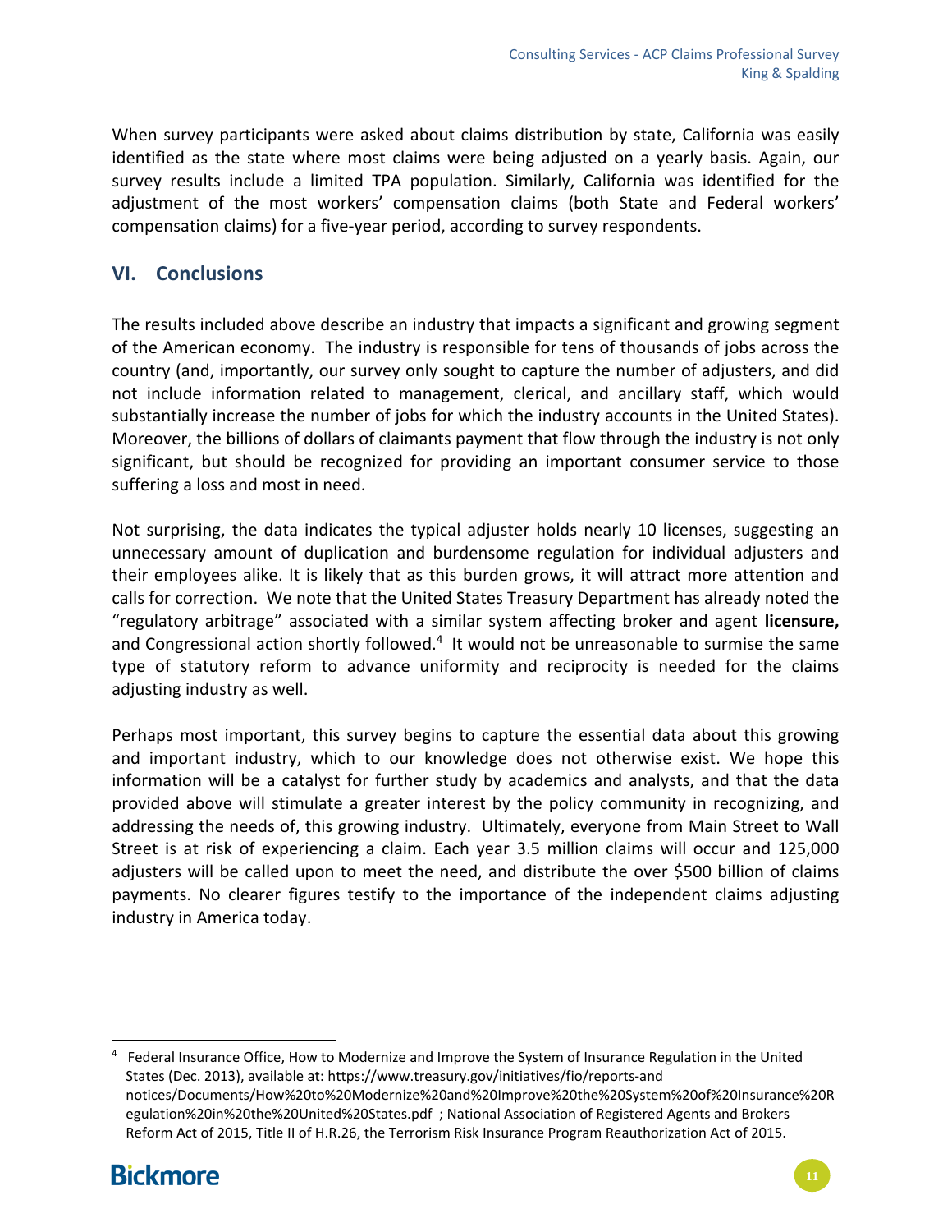When survey participants were asked about claims distribution by state, California was easily identified as the state where most claims were being adjusted on a yearly basis. Again, our survey results include a limited TPA population. Similarly, California was identified for the adjustment of the most workers' compensation claims (both State and Federal workers' compensation claims) for a five-year period, according to survey respondents.

## VI. Conclusions

The results included above describe an industry that impacts a significant and growing segment of the American economy. The industry is responsible for tens of thousands of jobs across the country (and, importantly, our survey only sought to capture the number of adjusters, and did not include information related to management, clerical, and ancillary staff, which would substantially increase the number of jobs for which the industry accounts in the United States). Moreover, the billions of dollars of claimants payment that flow through the industry is not only significant, but should be recognized for providing an important consumer service to those suffering a loss and most in need.

Not surprising, the data indicates the typical adjuster holds nearly 10 licenses, suggesting an unnecessary amount of duplication and burdensome regulation for individual adjusters and their employees alike. It is likely that as this burden grows, it will attract more attention and calls for correction. We note that the United States Treasury Department has already noted the "regulatory arbitrage" associated with a similar system affecting broker and agent **licensure,** and Congressional action shortly followed.[4] It would not be unreasonable to surmise the same type of statutory reform to advance uniformity and reciprocity is needed for the claims adjusting industry as well.

Perhaps most important, this survey begins to capture the essential data about this growing and important industry, which to our knowledge does not otherwise exist. We hope this information will be a catalyst for further study by academics and analysts, and that the data provided above will stimulate a greater interest by the policy community in recognizing, and addressing the needs of, this growing industry. Ultimately, everyone from Main Street to Wall Street is at risk of experiencing a claim. Each year 3.5 million claims will occur and 125,000 adjusters will be called upon to meet the need, and distribute the over $500 billion of claims payments. No clearer figures testify to the importance of the independent claims adjusting industry in America today.

---

[4] Federal Insurance Office, How to Modernize and Improve the System of Insurance Regulation in the United States (Dec. 2013), available at: https://www.treasury.gov/initiatives/fio/reports-and notices/Documents/How%20to%20Modernize%20and%20Improve%20the%20System%20of%20Insurance%20Regulation%20in%20the%20United%20States.pdf ; National Association of Registered Agents and Brokers Reform Act of 2015, Title II of H.R.26, the Terrorism Risk Insurance Program Reauthorization Act of 2015.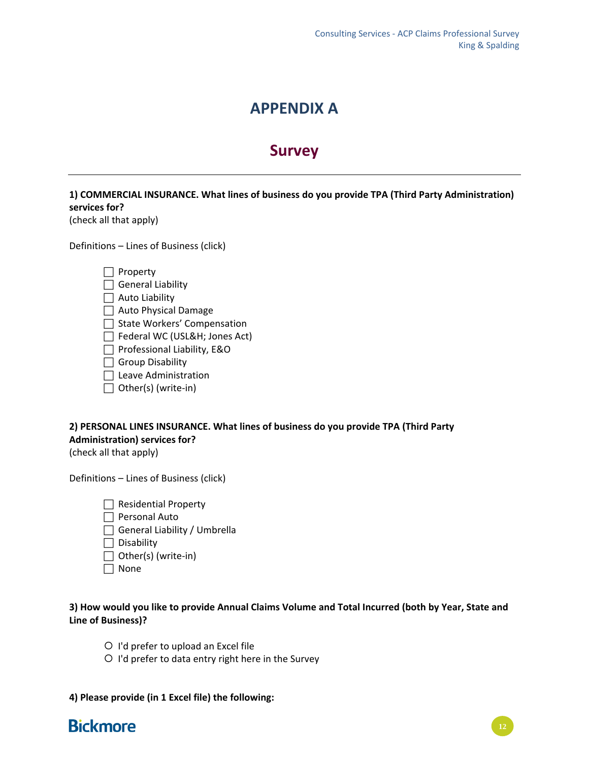# APPENDIX A

## Survey

---

**1) COMMERCIAL INSURANCE. What lines of business do you provide TPA (Third Party Administration) services for?**
(check all that apply)

Definitions – Lines of Business (click)

- ☐ Property
- ☐ General Liability
- ☐ Auto Liability
- ☐ Auto Physical Damage
- ☐ State Workers' Compensation
- ☐ Federal WC (USL&H; Jones Act)
- ☐ Professional Liability, E&O
- ☐ Group Disability
- ☐ Leave Administration
- ☐ Other(s) (write-in)

**2) PERSONAL LINES INSURANCE. What lines of business do you provide TPA (Third Party Administration) services for?**
(check all that apply)

Definitions – Lines of Business (click)

- ☐ Residential Property
- ☐ Personal Auto
- ☐ General Liability / Umbrella
- ☐ Disability
- ☐ Other(s) (write-in)
- ☐ None

**3) How would you like to provide Annual Claims Volume and Total Incurred (both by Year, State and Line of Business)?**

- ○ I'd prefer to upload an Excel file
- ○ I'd prefer to data entry right here in the Survey

**4) Please provide (in 1 Excel file) the following:**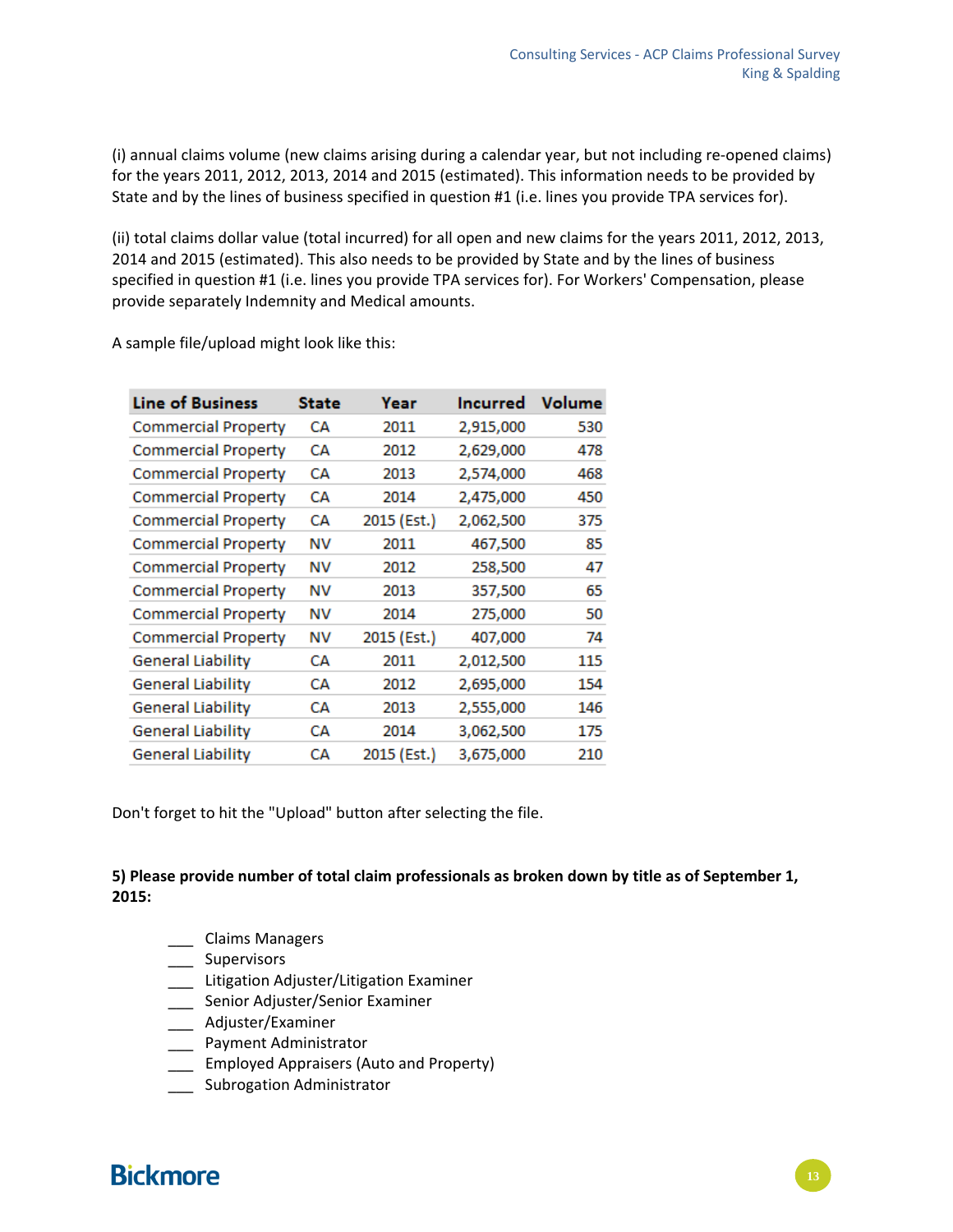(i) annual claims volume (new claims arising during a calendar year, but not including re-opened claims) for the years 2011, 2012, 2013, 2014 and 2015 (estimated). This information needs to be provided by State and by the lines of business specified in question #1 (i.e. lines you provide TPA services for).

(ii) total claims dollar value (total incurred) for all open and new claims for the years 2011, 2012, 2013, 2014 and 2015 (estimated). This also needs to be provided by State and by the lines of business specified in question #1 (i.e. lines you provide TPA services for). For Workers' Compensation, please provide separately Indemnity and Medical amounts.

A sample file/upload might look like this:

| Line of Business | State | Year | Incurred | Volume |
|---|---|---|---|---|
| Commercial Property | CA | 2011 | 2,915,000 | 530 |
| Commercial Property | CA | 2012 | 2,629,000 | 478 |
| Commercial Property | CA | 2013 | 2,574,000 | 468 |
| Commercial Property | CA | 2014 | 2,475,000 | 450 |
| Commercial Property | CA | 2015 (Est.) | 2,062,500 | 375 |
| Commercial Property | NV | 2011 | 467,500 | 85 |
| Commercial Property | NV | 2012 | 258,500 | 47 |
| Commercial Property | NV | 2013 | 357,500 | 65 |
| Commercial Property | NV | 2014 | 275,000 | 50 |
| Commercial Property | NV | 2015 (Est.) | 407,000 | 74 |
| General Liability | CA | 2011 | 2,012,500 | 115 |
| General Liability | CA | 2012 | 2,695,000 | 154 |
| General Liability | CA | 2013 | 2,555,000 | 146 |
| General Liability | CA | 2014 | 3,062,500 | 175 |
| General Liability | CA | 2015 (Est.) | 3,675,000 | 210 |

Don't forget to hit the "Upload" button after selecting the file.

**5) Please provide number of total claim professionals as broken down by title as of September 1, 2015:**

- ___ Claims Managers
- ___ Supervisors
- ___ Litigation Adjuster/Litigation Examiner
- ___ Senior Adjuster/Senior Examiner
- ___ Adjuster/Examiner
- ___ Payment Administrator
- ___ Employed Appraisers (Auto and Property)
- ___ Subrogation Administrator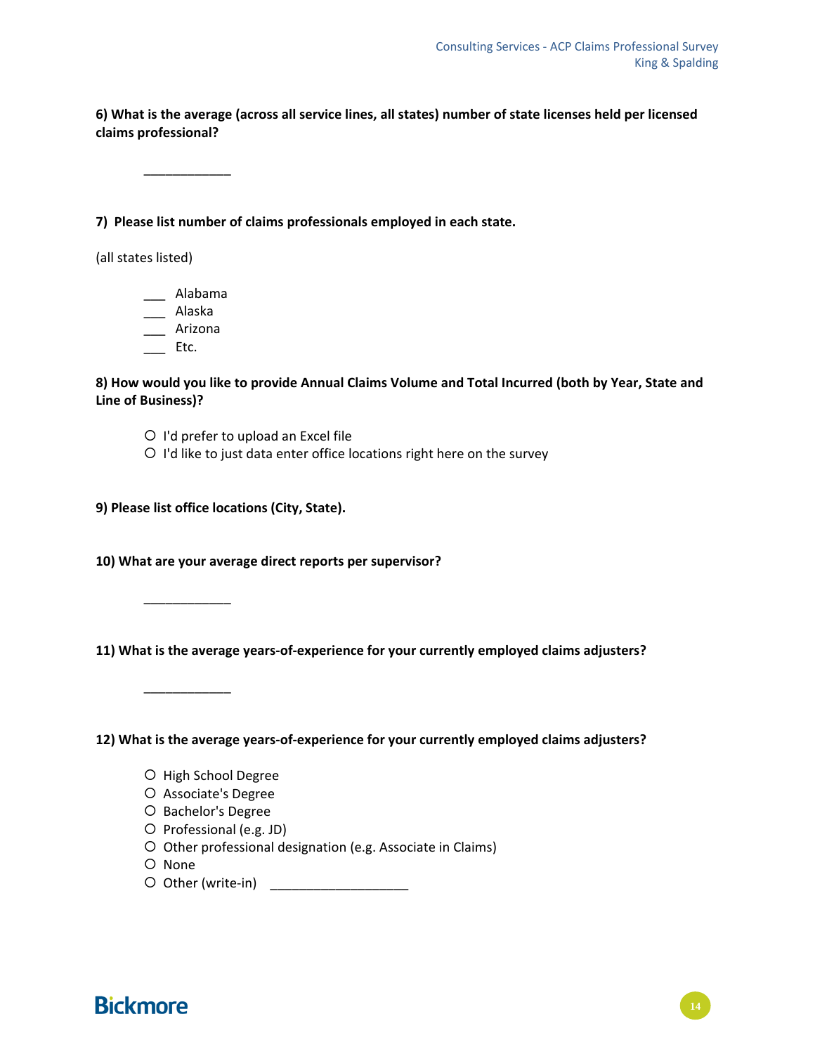**6) What is the average (across all service lines, all states) number of state licenses held per licensed claims professional?**

____________

**7) Please list number of claims professionals employed in each state.**

(all states listed)

___ Alabama
___ Alaska
___ Arizona
___ Etc.

**8) How would you like to provide Annual Claims Volume and Total Incurred (both by Year, State and Line of Business)?**

- ○ I'd prefer to upload an Excel file
- ○ I'd like to just data enter office locations right here on the survey

**9) Please list office locations (City, State).**

**10) What are your average direct reports per supervisor?**

____________

**11) What is the average years-of-experience for your currently employed claims adjusters?**

____________

**12) What is the average years-of-experience for your currently employed claims adjusters?**

- ○ High School Degree
- ○ Associate's Degree
- ○ Bachelor's Degree
- ○ Professional (e.g. JD)
- ○ Other professional designation (e.g. Associate in Claims)
- ○ None
- ○ Other (write-in) ____________________